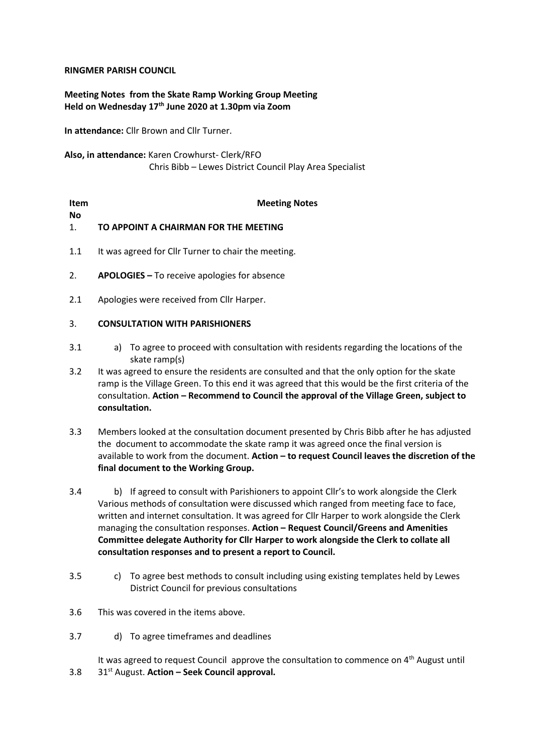**RINGMER PARISH COUNCIL**

**Meeting Notes from the Skate Ramp Working Group Meeting**
**Held on Wednesday 17th June 2020 at 1.30pm via Zoom**

**In attendance:** Cllr Brown and Cllr Turner.

**Also, in attendance:** Karen Crowhurst- Clerk/RFO
Chris Bibb – Lewes District Council Play Area Specialist

| Item No | Meeting Notes |
|---|---|
| 1. | **TO APPOINT A CHAIRMAN FOR THE MEETING** |
| 1.1 | It was agreed for Cllr Turner to chair the meeting. |
| 2. | **APOLOGIES –** To receive apologies for absence |
| 2.1 | Apologies were received from Cllr Harper. |
| 3. | **CONSULTATION WITH PARISHIONERS** |
| 3.1 | a) To agree to proceed with consultation with residents regarding the locations of the skate ramp(s) |
| 3.2 | It was agreed to ensure the residents are consulted and that the only option for the skate ramp is the Village Green. To this end it was agreed that this would be the first criteria of the consultation. **Action – Recommend to Council the approval of the Village Green, subject to consultation.** |
| 3.3 | Members looked at the consultation document presented by Chris Bibb after he has adjusted the document to accommodate the skate ramp it was agreed once the final version is available to work from the document. **Action – to request Council leaves the discretion of the final document to the Working Group.** |
| 3.4 | b) If agreed to consult with Parishioners to appoint Cllr's to work alongside the Clerk Various methods of consultation were discussed which ranged from meeting face to face, written and internet consultation. It was agreed for Cllr Harper to work alongside the Clerk managing the consultation responses. **Action – Request Council/Greens and Amenities Committee delegate Authority for Cllr Harper to work alongside the Clerk to collate all consultation responses and to present a report to Council.** |
| 3.5 | c) To agree best methods to consult including using existing templates held by Lewes District Council for previous consultations |
| 3.6 | This was covered in the items above. |
| 3.7 | d) To agree timeframes and deadlines |
| 3.8 | It was agreed to request Council approve the consultation to commence on 4th August until 31st August. **Action – Seek Council approval.** |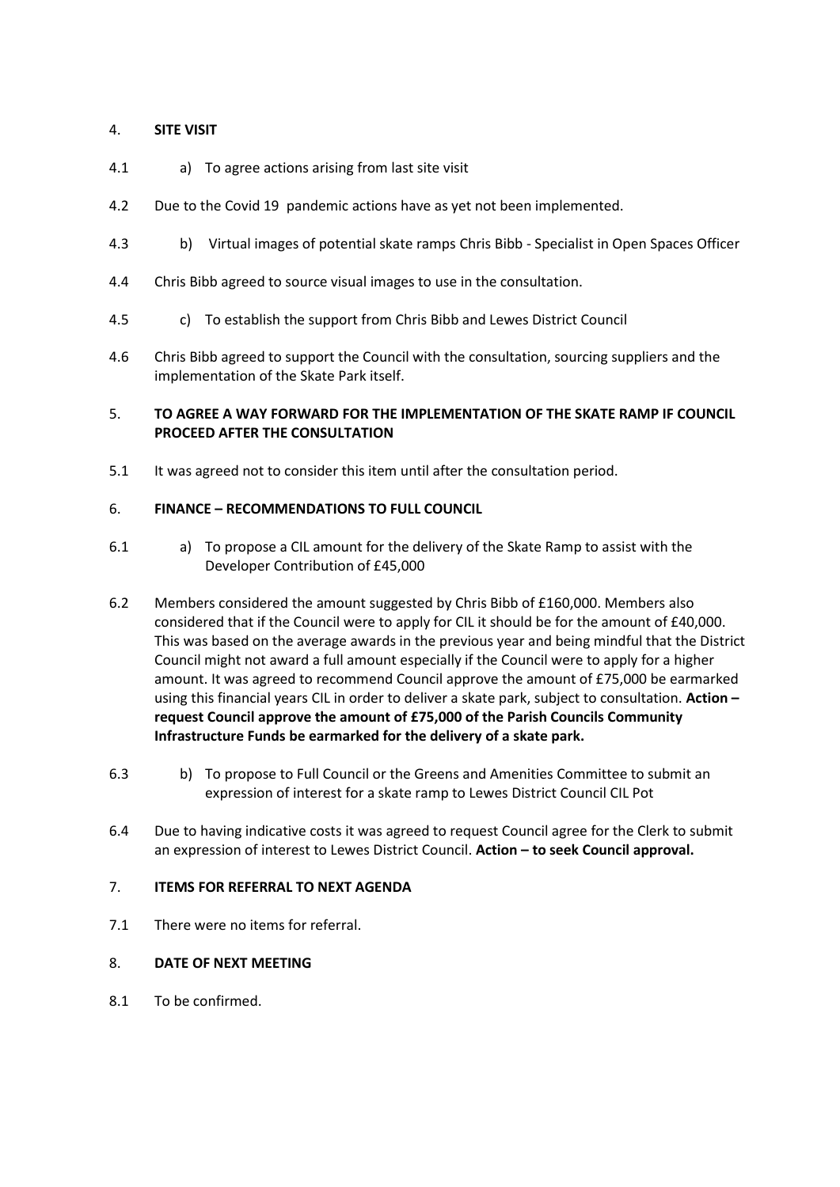4. **SITE VISIT**

4.1 a) To agree actions arising from last site visit

4.2 Due to the Covid 19 pandemic actions have as yet not been implemented.

4.3 b) Virtual images of potential skate ramps Chris Bibb - Specialist in Open Spaces Officer

4.4 Chris Bibb agreed to source visual images to use in the consultation.

4.5 c) To establish the support from Chris Bibb and Lewes District Council

4.6 Chris Bibb agreed to support the Council with the consultation, sourcing suppliers and the implementation of the Skate Park itself.

5. **TO AGREE A WAY FORWARD FOR THE IMPLEMENTATION OF THE SKATE RAMP IF COUNCIL PROCEED AFTER THE CONSULTATION**

5.1 It was agreed not to consider this item until after the consultation period.

6. **FINANCE – RECOMMENDATIONS TO FULL COUNCIL**

6.1 a) To propose a CIL amount for the delivery of the Skate Ramp to assist with the Developer Contribution of £45,000

6.2 Members considered the amount suggested by Chris Bibb of £160,000. Members also considered that if the Council were to apply for CIL it should be for the amount of £40,000. This was based on the average awards in the previous year and being mindful that the District Council might not award a full amount especially if the Council were to apply for a higher amount. It was agreed to recommend Council approve the amount of £75,000 be earmarked using this financial years CIL in order to deliver a skate park, subject to consultation. **Action – request Council approve the amount of £75,000 of the Parish Councils Community Infrastructure Funds be earmarked for the delivery of a skate park.**

6.3 b) To propose to Full Council or the Greens and Amenities Committee to submit an expression of interest for a skate ramp to Lewes District Council CIL Pot

6.4 Due to having indicative costs it was agreed to request Council agree for the Clerk to submit an expression of interest to Lewes District Council. **Action – to seek Council approval.**

7. **ITEMS FOR REFERRAL TO NEXT AGENDA**

7.1 There were no items for referral.

8. **DATE OF NEXT MEETING**

8.1 To be confirmed.